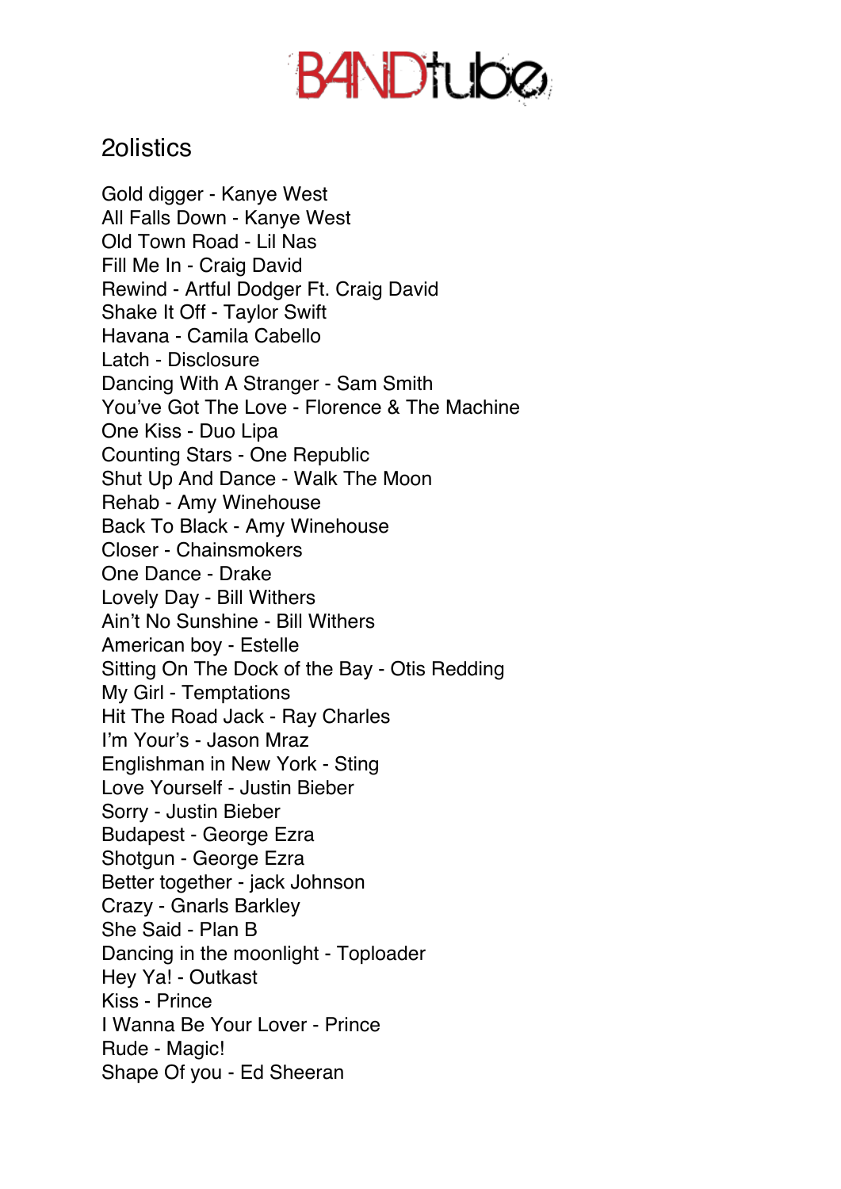# BANDtube

## 2olistics

Gold digger - Kanye West
All Falls Down - Kanye West
Old Town Road - Lil Nas
Fill Me In - Craig David
Rewind - Artful Dodger Ft. Craig David
Shake It Off - Taylor Swift
Havana - Camila Cabello
Latch - Disclosure
Dancing With A Stranger - Sam Smith
You've Got The Love - Florence & The Machine
One Kiss - Duo Lipa
Counting Stars - One Republic
Shut Up And Dance - Walk The Moon
Rehab - Amy Winehouse
Back To Black - Amy Winehouse
Closer - Chainsmokers
One Dance - Drake
Lovely Day - Bill Withers
Ain't No Sunshine - Bill Withers
American boy - Estelle
Sitting On The Dock of the Bay - Otis Redding
My Girl - Temptations
Hit The Road Jack - Ray Charles
I'm Your's - Jason Mraz
Englishman in New York - Sting
Love Yourself - Justin Bieber
Sorry - Justin Bieber
Budapest - George Ezra
Shotgun - George Ezra
Better together - jack Johnson
Crazy - Gnarls Barkley
She Said - Plan B
Dancing in the moonlight - Toploader
Hey Ya! - Outkast
Kiss - Prince
I Wanna Be Your Lover - Prince
Rude - Magic!
Shape Of you - Ed Sheeran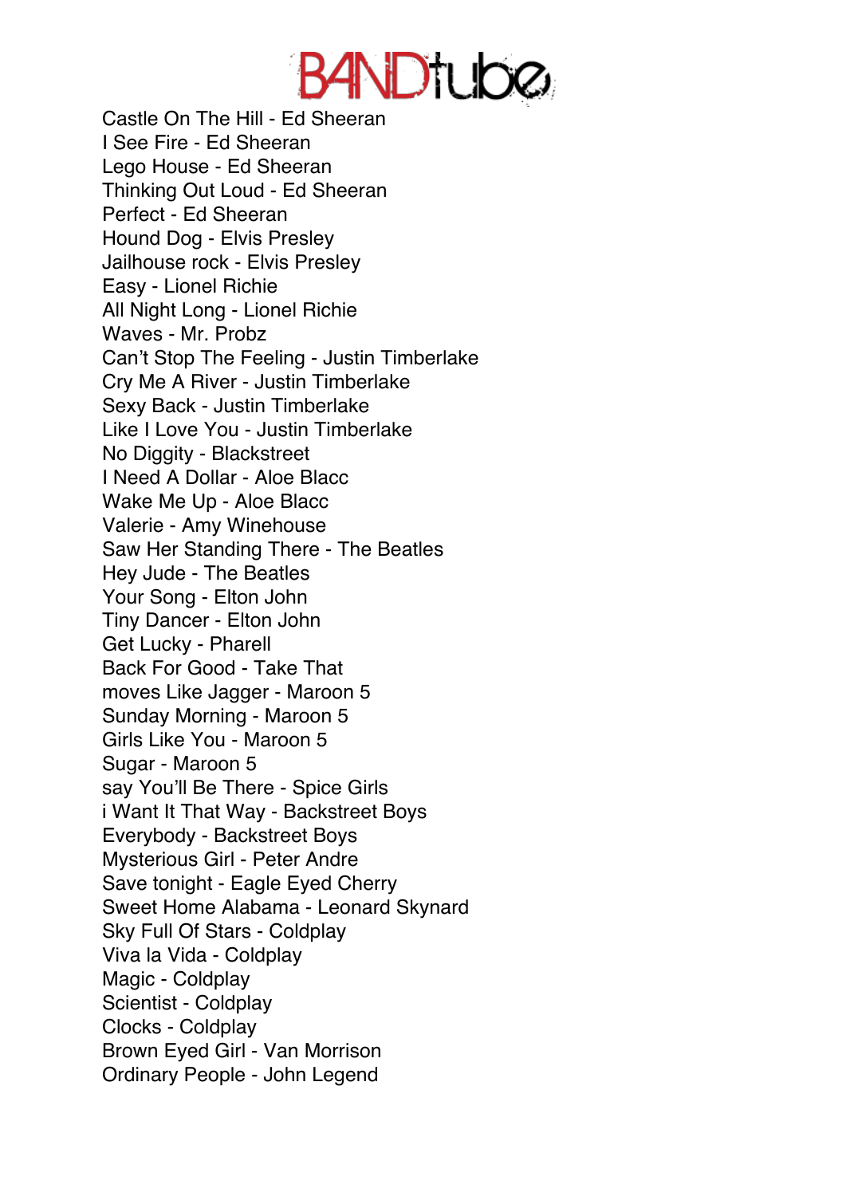Castle On The Hill - Ed Sheeran
I See Fire - Ed Sheeran
Lego House - Ed Sheeran
Thinking Out Loud - Ed Sheeran
Perfect - Ed Sheeran
Hound Dog - Elvis Presley
Jailhouse rock - Elvis Presley
Easy - Lionel Richie
All Night Long - Lionel Richie
Waves - Mr. Probz
Can't Stop The Feeling - Justin Timberlake
Cry Me A River - Justin Timberlake
Sexy Back - Justin Timberlake
Like I Love You - Justin Timberlake
No Diggity - Blackstreet
I Need A Dollar - Aloe Blacc
Wake Me Up - Aloe Blacc
Valerie - Amy Winehouse
Saw Her Standing There - The Beatles
Hey Jude - The Beatles
Your Song - Elton John
Tiny Dancer - Elton John
Get Lucky - Pharell
Back For Good - Take That
moves Like Jagger - Maroon 5
Sunday Morning - Maroon 5
Girls Like You - Maroon 5
Sugar - Maroon 5
say You'll Be There - Spice Girls
i Want It That Way - Backstreet Boys
Everybody - Backstreet Boys
Mysterious Girl - Peter Andre
Save tonight - Eagle Eyed Cherry
Sweet Home Alabama - Leonard Skynard
Sky Full Of Stars - Coldplay
Viva la Vida - Coldplay
Magic - Coldplay
Scientist - Coldplay
Clocks - Coldplay
Brown Eyed Girl - Van Morrison
Ordinary People - John Legend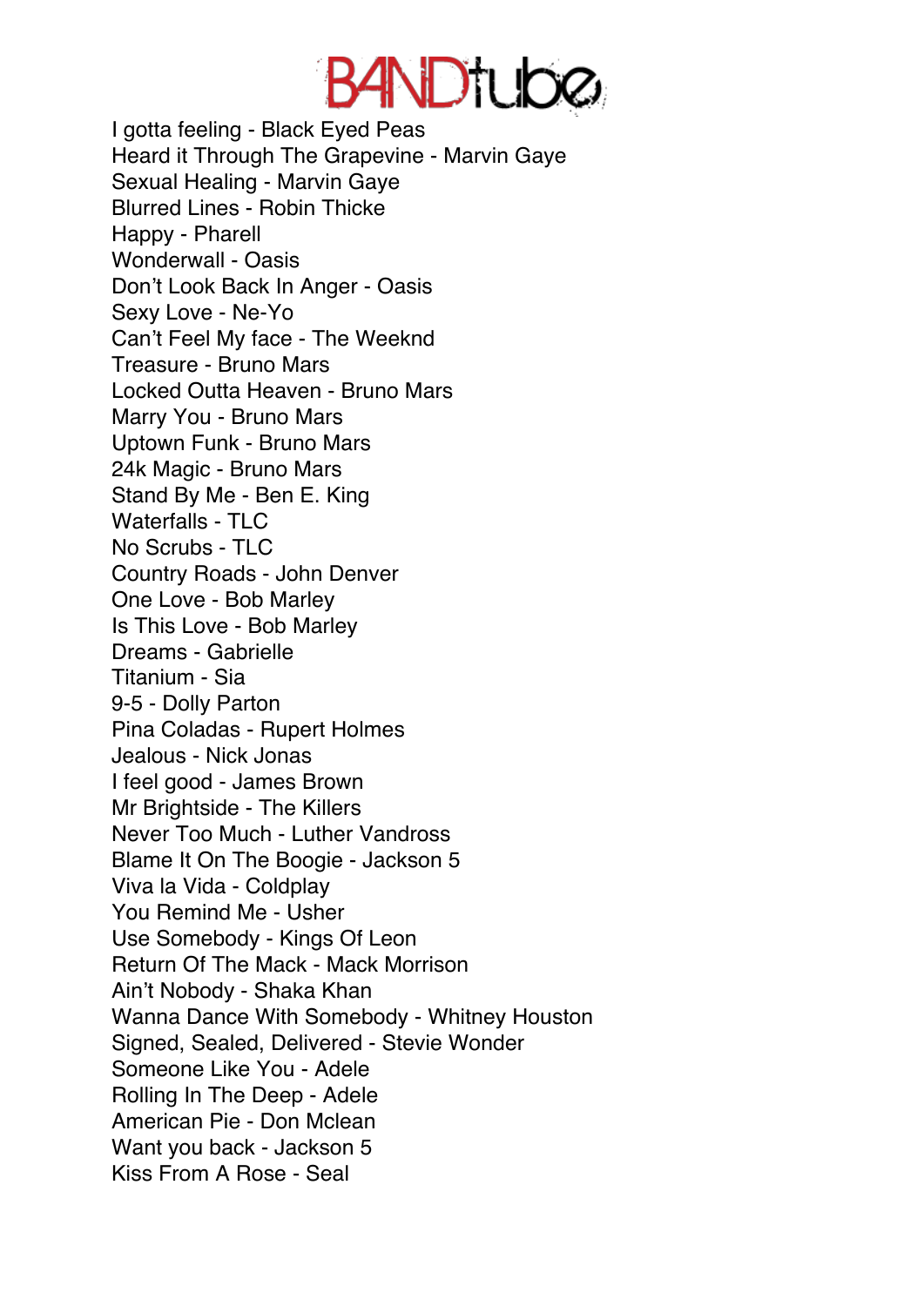I gotta feeling - Black Eyed Peas
Heard it Through The Grapevine - Marvin Gaye
Sexual Healing - Marvin Gaye
Blurred Lines - Robin Thicke
Happy - Pharell
Wonderwall - Oasis
Don't Look Back In Anger - Oasis
Sexy Love - Ne-Yo
Can't Feel My face - The Weeknd
Treasure - Bruno Mars
Locked Outta Heaven - Bruno Mars
Marry You - Bruno Mars
Uptown Funk - Bruno Mars
24k Magic - Bruno Mars
Stand By Me - Ben E. King
Waterfalls - TLC
No Scrubs - TLC
Country Roads - John Denver
One Love - Bob Marley
Is This Love - Bob Marley
Dreams - Gabrielle
Titanium - Sia
9-5 - Dolly Parton
Pina Coladas - Rupert Holmes
Jealous - Nick Jonas
I feel good - James Brown
Mr Brightside - The Killers
Never Too Much - Luther Vandross
Blame It On The Boogie - Jackson 5
Viva la Vida - Coldplay
You Remind Me - Usher
Use Somebody - Kings Of Leon
Return Of The Mack - Mack Morrison
Ain't Nobody - Shaka Khan
Wanna Dance With Somebody - Whitney Houston
Signed, Sealed, Delivered - Stevie Wonder
Someone Like You - Adele
Rolling In The Deep - Adele
American Pie - Don Mclean
Want you back - Jackson 5
Kiss From A Rose - Seal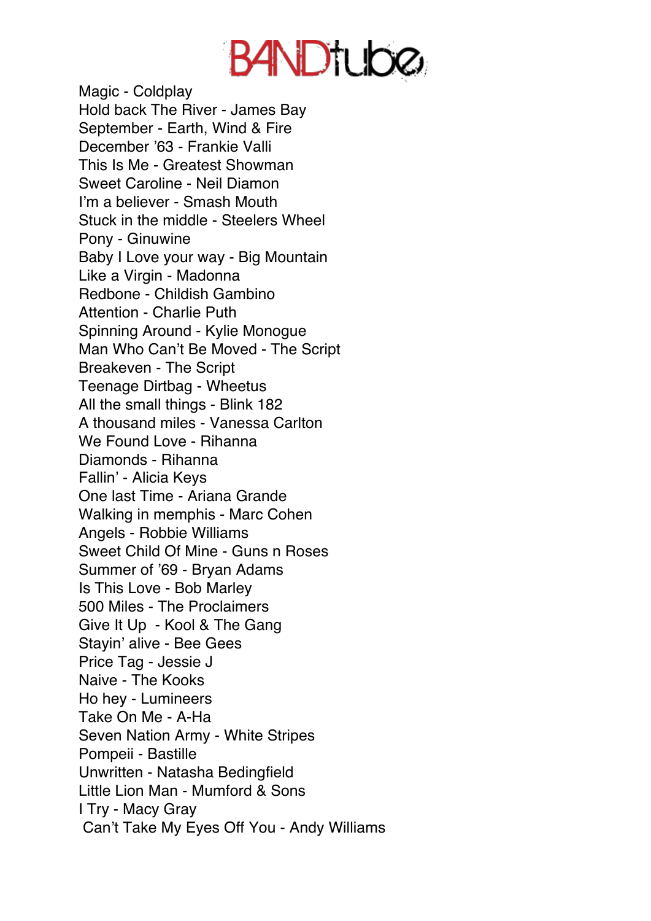# BANDtube

Magic - Coldplay
Hold back The River - James Bay
September - Earth, Wind & Fire
December '63 - Frankie Valli
This Is Me - Greatest Showman
Sweet Caroline - Neil Diamon
I'm a believer - Smash Mouth
Stuck in the middle - Steelers Wheel
Pony - Ginuwine
Baby I Love your way - Big Mountain
Like a Virgin - Madonna
Redbone - Childish Gambino
Attention - Charlie Puth
Spinning Around - Kylie Monogue
Man Who Can't Be Moved - The Script
Breakeven - The Script
Teenage Dirtbag - Wheetus
All the small things - Blink 182
A thousand miles - Vanessa Carlton
We Found Love - Rihanna
Diamonds - Rihanna
Fallin' - Alicia Keys
One last Time - Ariana Grande
Walking in memphis - Marc Cohen
Angels - Robbie Williams
Sweet Child Of Mine - Guns n Roses
Summer of '69 - Bryan Adams
Is This Love - Bob Marley
500 Miles - The Proclaimers
Give It Up - Kool & The Gang
Stayin' alive - Bee Gees
Price Tag - Jessie J
Naive - The Kooks
Ho hey - Lumineers
Take On Me - A-Ha
Seven Nation Army - White Stripes
Pompeii - Bastille
Unwritten - Natasha Bedingfield
Little Lion Man - Mumford & Sons
I Try - Macy Gray
Can't Take My Eyes Off You - Andy Williams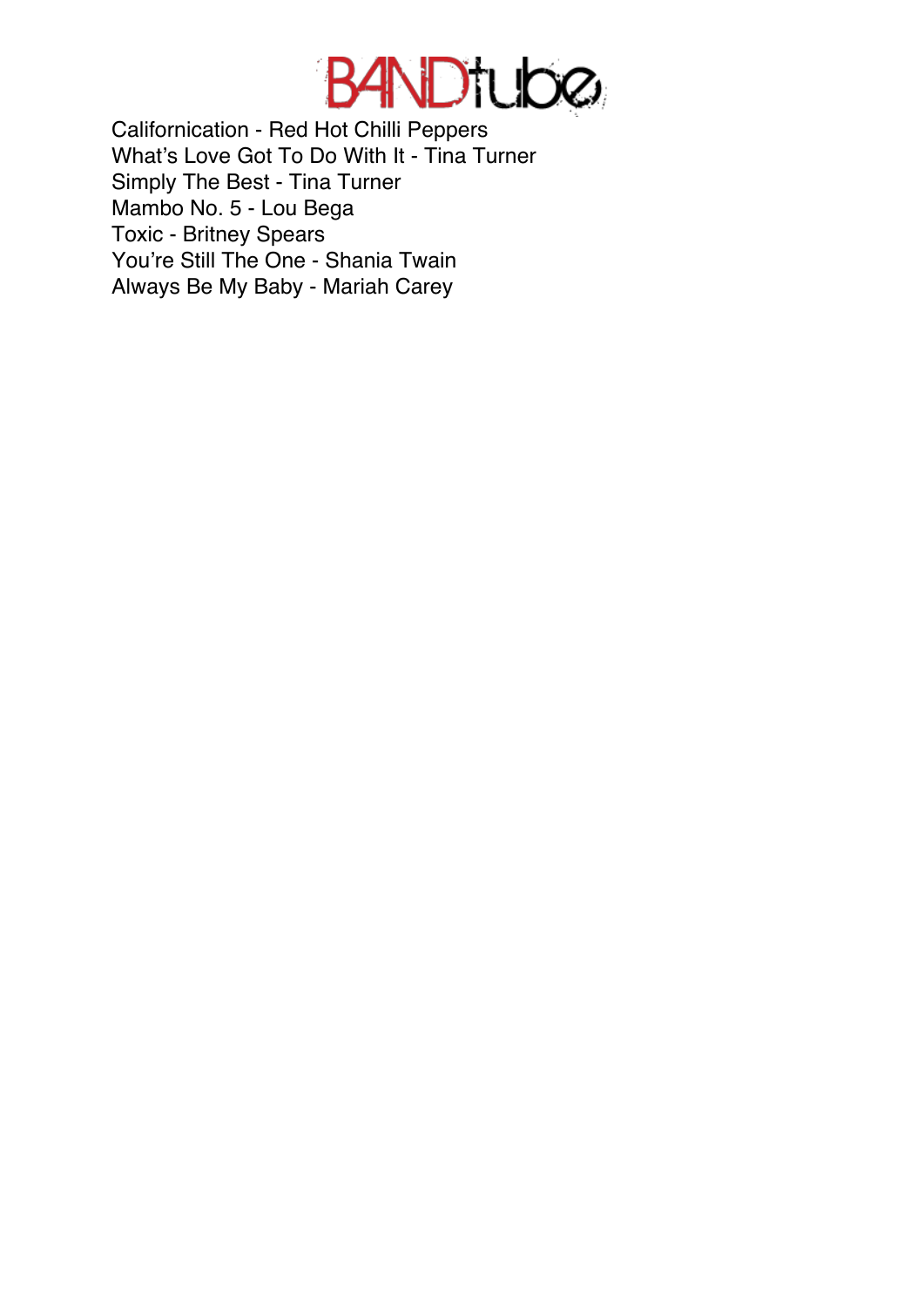BANDtube

Californication - Red Hot Chilli Peppers
What's Love Got To Do With It - Tina Turner
Simply The Best - Tina Turner
Mambo No. 5 - Lou Bega
Toxic - Britney Spears
You're Still The One - Shania Twain
Always Be My Baby - Mariah Carey